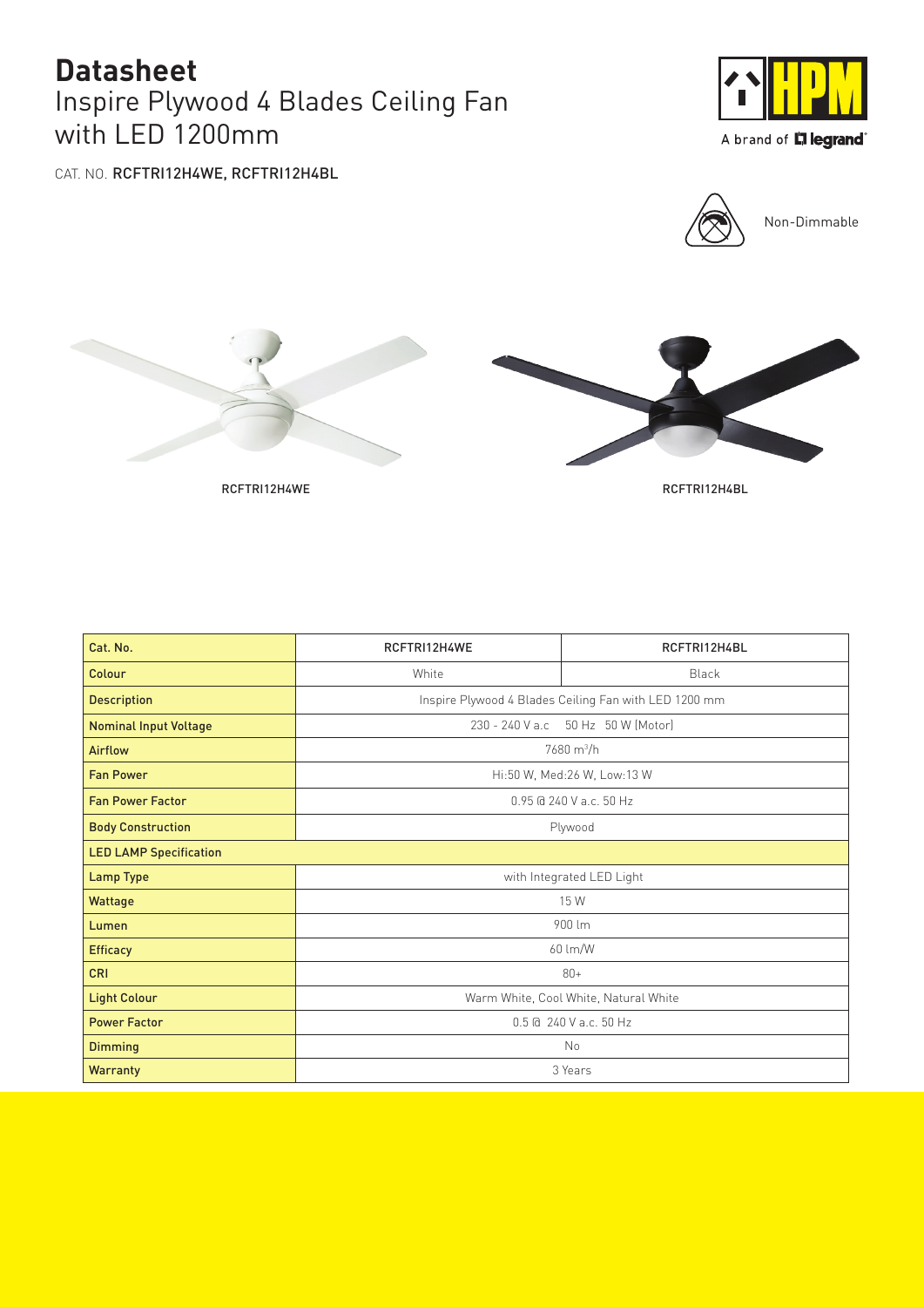# Datasheet

## Inspire Plywood 4 Blades Ceiling Fan with LED 1200mm

CAT. NO. **RCFTRI12H4WE, RCFTRI12H4BL**

A brand of legrand

Non-Dimmable

RCFTRI12H4WE

RCFTRI12H4BL

| Cat. No. | RCFTRI12H4WE | RCFTRI12H4BL |
|---|---|---|
| Colour | White | Black |
| Description | Inspire Plywood 4 Blades Ceiling Fan with LED 1200 mm | |
| Nominal Input Voltage | 230 - 240 V a.c 50 Hz 50 W (Motor) | |
| Airflow | 7680 $m^3$/h | |
| Fan Power | Hi:50 W, Med:26 W, Low:13 W | |
| Fan Power Factor | 0.95 @ 240 V a.c. 50 Hz | |
| Body Construction | Plywood | |
| **LED LAMP Specification** | | |
| Lamp Type | with Integrated LED Light | |
| Wattage | 15 W | |
| Lumen | 900 lm | |
| Efficacy | 60 lm/W | |
| CRI | 80+ | |
| Light Colour | Warm White, Cool White, Natural White | |
| Power Factor | 0.5 @ 240 V a.c. 50 Hz | |
| Dimming | No | |
| Warranty | 3 Years | |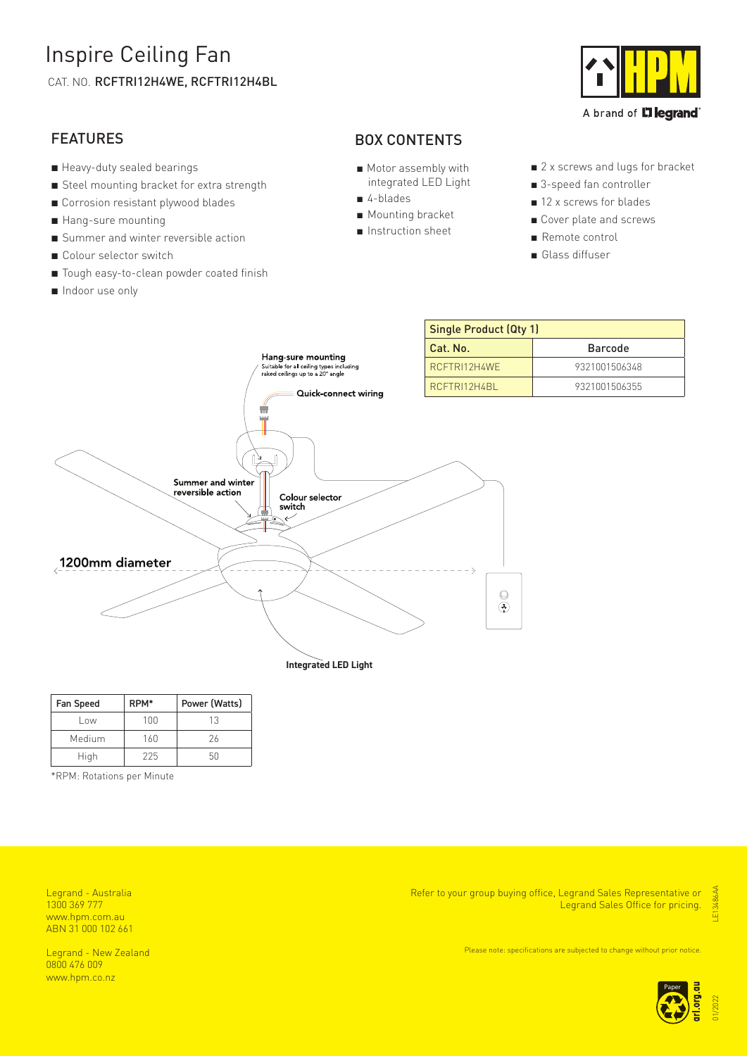# Inspire Ceiling Fan

CAT. NO. RCFTRI12H4WE, RCFTRI12H4BL

HPM

A brand of legrand

## FEATURES

- Heavy-duty sealed bearings
- Steel mounting bracket for extra strength
- Corrosion resistant plywood blades
- Hang-sure mounting
- Summer and winter reversible action
- Colour selector switch
- Tough easy-to-clean powder coated finish
- Indoor use only

## BOX CONTENTS

- Motor assembly with integrated LED Light
- 4-blades
- Mounting bracket
- Instruction sheet
- 2 x screws and lugs for bracket
- 3-speed fan controller
- 12 x screws for blades
- Cover plate and screws
- Remote control
- Glass diffuser

| Single Product (Qty 1) | |
|---|---|
| Cat. No. | Barcode |
| RCFTRI12H4WE | 9321001506348 |
| RCFTRI12H4BL | 9321001506355 |

Hang-sure mounting
Suitable for all ceiling types including raked ceilings up to a 20° angle

Quick-connect wiring

Summer and winter reversible action

Colour selector switch

1200mm diameter

Integrated LED Light

| Fan Speed | RPM* | Power (Watts) |
|---|---|---|
| Low | 100 | 13 |
| Medium | 160 | 26 |
| High | 225 | 50 |

*RPM: Rotations per Minute

Legrand - Australia
1300 369 777
www.hpm.com.au
ABN 31 000 102 661

Legrand - New Zealand
0800 476 009
www.hpm.co.nz

Refer to your group buying office, Legrand Sales Representative or Legrand Sales Office for pricing.

Please note: specifications are subjected to change without prior notice.

LE13486AA

01/2022